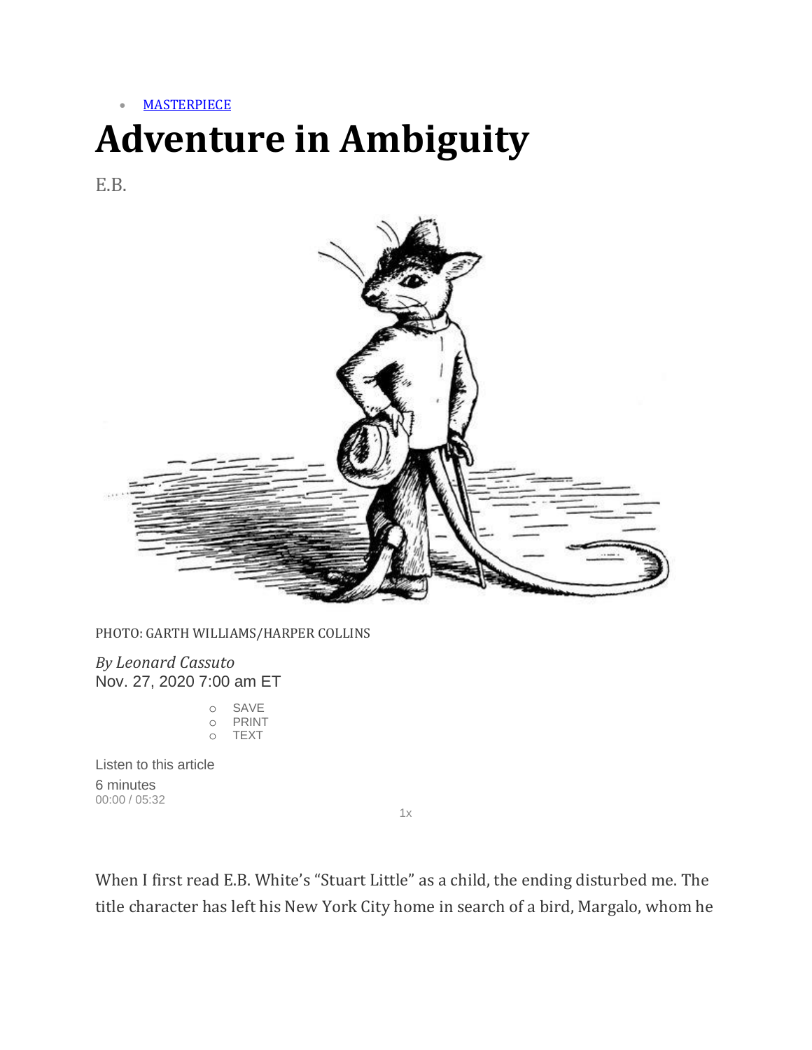- [MASTERPIECE]

# Adventure in Ambiguity

E.B.

PHOTO: GARTH WILLIAMS/HARPER COLLINS

*By Leonard Cassuto*

Nov. 27, 2020 7:00 am ET

- SAVE
- PRINT
- TEXT

Listen to this article

6 minutes

00:00 / 05:32

1x

When I first read E.B. White's "Stuart Little" as a child, the ending disturbed me. The title character has left his New York City home in search of a bird, Margalo, whom he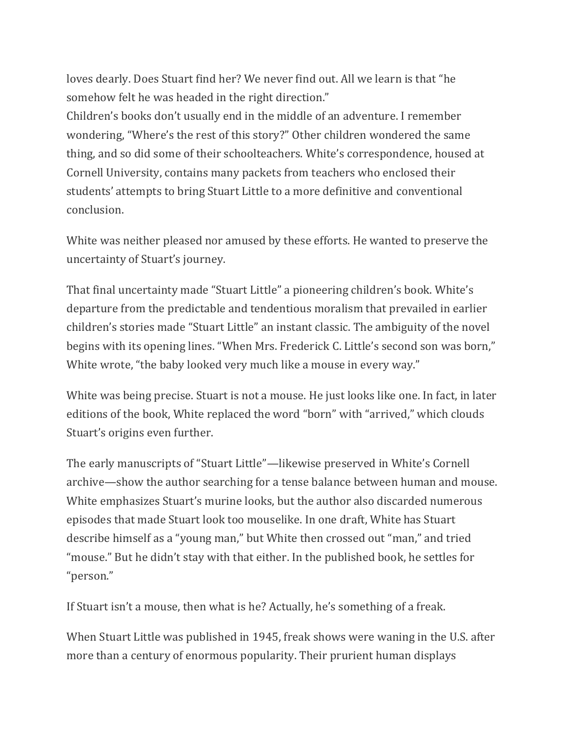loves dearly. Does Stuart find her? We never find out. All we learn is that "he somehow felt he was headed in the right direction."

Children's books don't usually end in the middle of an adventure. I remember wondering, "Where's the rest of this story?" Other children wondered the same thing, and so did some of their schoolteachers. White's correspondence, housed at Cornell University, contains many packets from teachers who enclosed their students' attempts to bring Stuart Little to a more definitive and conventional conclusion.

White was neither pleased nor amused by these efforts. He wanted to preserve the uncertainty of Stuart's journey.

That final uncertainty made "Stuart Little" a pioneering children's book. White's departure from the predictable and tendentious moralism that prevailed in earlier children's stories made "Stuart Little" an instant classic. The ambiguity of the novel begins with its opening lines. "When Mrs. Frederick C. Little's second son was born," White wrote, "the baby looked very much like a mouse in every way."

White was being precise. Stuart is not a mouse. He just looks like one. In fact, in later editions of the book, White replaced the word "born" with "arrived," which clouds Stuart's origins even further.

The early manuscripts of "Stuart Little"—likewise preserved in White's Cornell archive—show the author searching for a tense balance between human and mouse. White emphasizes Stuart's murine looks, but the author also discarded numerous episodes that made Stuart look too mouselike. In one draft, White has Stuart describe himself as a "young man," but White then crossed out "man," and tried "mouse." But he didn't stay with that either. In the published book, he settles for "person."

If Stuart isn't a mouse, then what is he? Actually, he's something of a freak.

When Stuart Little was published in 1945, freak shows were waning in the U.S. after more than a century of enormous popularity. Their prurient human displays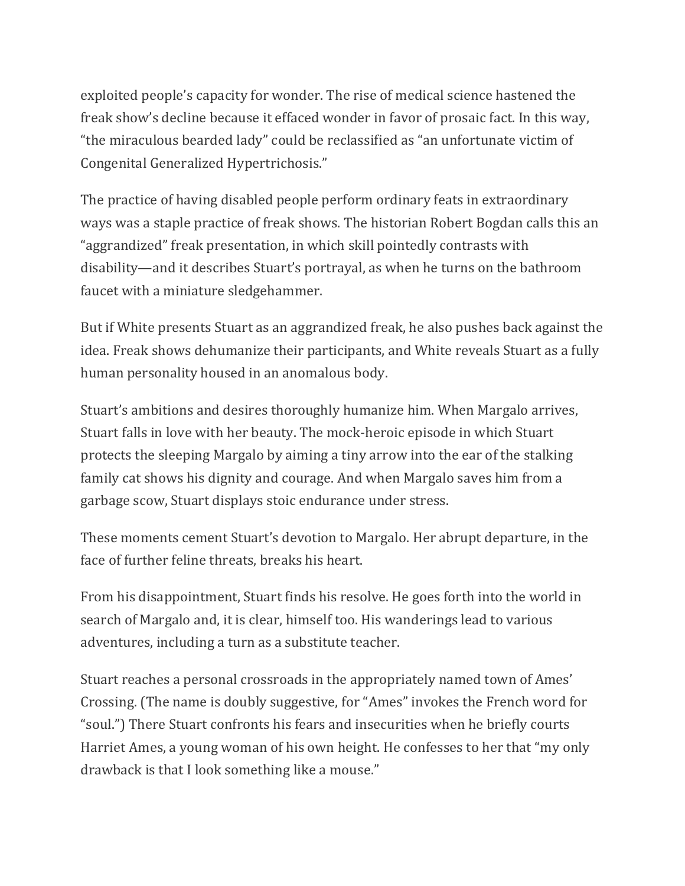exploited people's capacity for wonder. The rise of medical science hastened the freak show's decline because it effaced wonder in favor of prosaic fact. In this way, "the miraculous bearded lady" could be reclassified as "an unfortunate victim of Congenital Generalized Hypertrichosis."

The practice of having disabled people perform ordinary feats in extraordinary ways was a staple practice of freak shows. The historian Robert Bogdan calls this an "aggrandized" freak presentation, in which skill pointedly contrasts with disability—and it describes Stuart's portrayal, as when he turns on the bathroom faucet with a miniature sledgehammer.

But if White presents Stuart as an aggrandized freak, he also pushes back against the idea. Freak shows dehumanize their participants, and White reveals Stuart as a fully human personality housed in an anomalous body.

Stuart's ambitions and desires thoroughly humanize him. When Margalo arrives, Stuart falls in love with her beauty. The mock-heroic episode in which Stuart protects the sleeping Margalo by aiming a tiny arrow into the ear of the stalking family cat shows his dignity and courage. And when Margalo saves him from a garbage scow, Stuart displays stoic endurance under stress.

These moments cement Stuart's devotion to Margalo. Her abrupt departure, in the face of further feline threats, breaks his heart.

From his disappointment, Stuart finds his resolve. He goes forth into the world in search of Margalo and, it is clear, himself too. His wanderings lead to various adventures, including a turn as a substitute teacher.

Stuart reaches a personal crossroads in the appropriately named town of Ames' Crossing. (The name is doubly suggestive, for "Ames" invokes the French word for "soul.") There Stuart confronts his fears and insecurities when he briefly courts Harriet Ames, a young woman of his own height. He confesses to her that "my only drawback is that I look something like a mouse."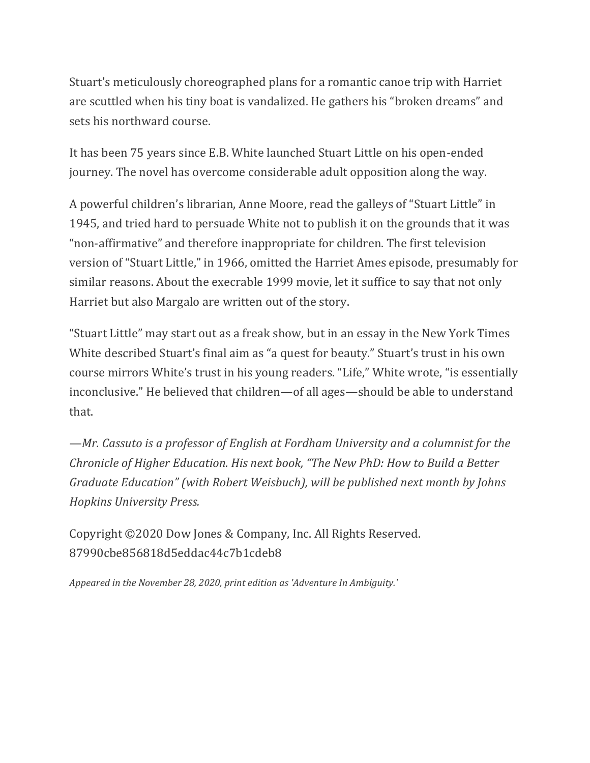Stuart's meticulously choreographed plans for a romantic canoe trip with Harriet are scuttled when his tiny boat is vandalized. He gathers his "broken dreams" and sets his northward course.

It has been 75 years since E.B. White launched Stuart Little on his open-ended journey. The novel has overcome considerable adult opposition along the way.

A powerful children's librarian, Anne Moore, read the galleys of "Stuart Little" in 1945, and tried hard to persuade White not to publish it on the grounds that it was "non-affirmative" and therefore inappropriate for children. The first television version of "Stuart Little," in 1966, omitted the Harriet Ames episode, presumably for similar reasons. About the execrable 1999 movie, let it suffice to say that not only Harriet but also Margalo are written out of the story.

"Stuart Little" may start out as a freak show, but in an essay in the New York Times White described Stuart's final aim as "a quest for beauty." Stuart's trust in his own course mirrors White's trust in his young readers. "Life," White wrote, "is essentially inconclusive." He believed that children—of all ages—should be able to understand that.

*—Mr. Cassuto is a professor of English at Fordham University and a columnist for the Chronicle of Higher Education. His next book, "The New PhD: How to Build a Better Graduate Education" (with Robert Weisbuch), will be published next month by Johns Hopkins University Press.*

Copyright ©2020 Dow Jones & Company, Inc. All Rights Reserved.
87990cbe856818d5eddac44c7b1cdeb8

*Appeared in the November 28, 2020, print edition as 'Adventure In Ambiguity.'*